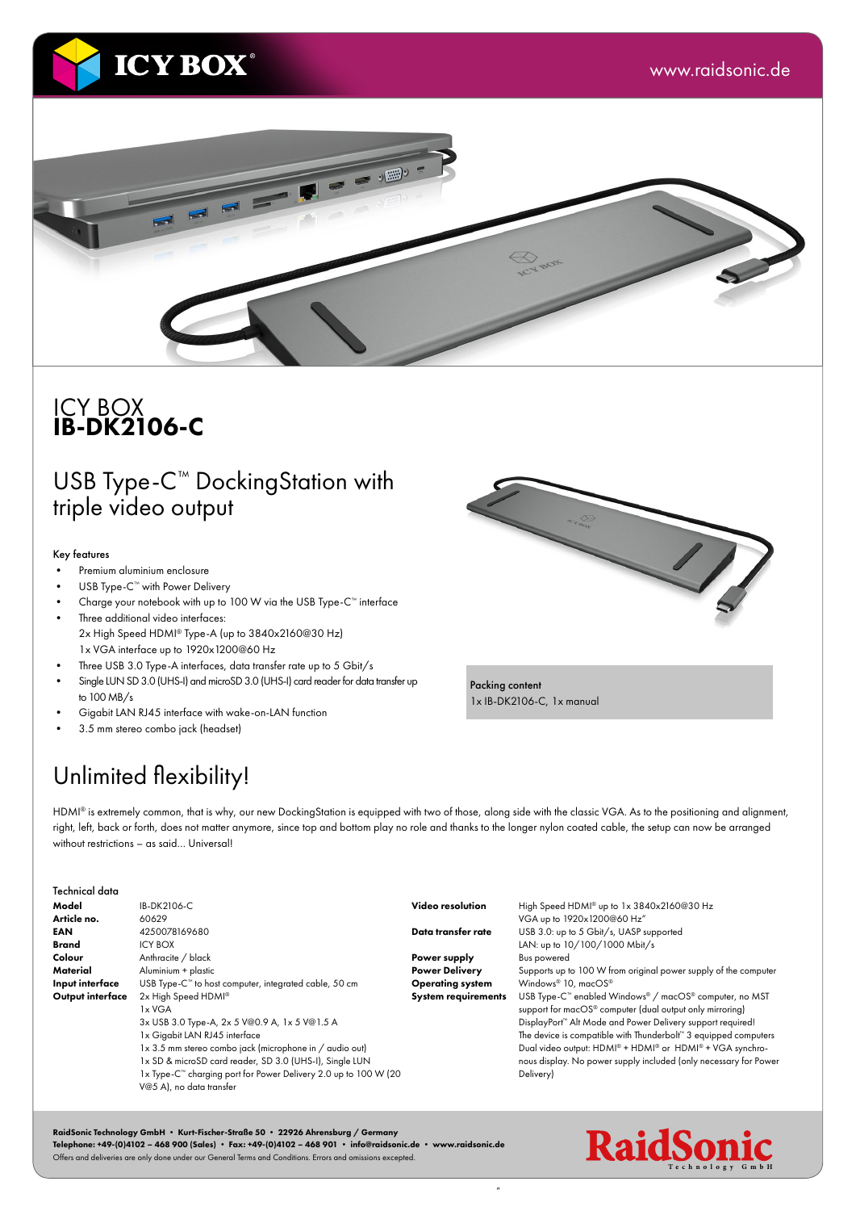ICY BOX

www.raidsonic.de

# ICY BOX
# IB-DK2106-C

## USB Type-C™ DockingStation with triple video output

Key features

- Premium aluminium enclosure
- USB Type-C™ with Power Delivery
- Charge your notebook with up to 100 W via the USB Type-C™ interface
- Three additional video interfaces:
  2x High Speed HDMI® Type-A (up to 3840x2160@30 Hz)
  1x VGA interface up to 1920x1200@60 Hz
- Three USB 3.0 Type-A interfaces, data transfer rate up to 5 Gbit/s
- Single LUN SD 3.0 (UHS-I) and microSD 3.0 (UHS-I) card reader for data transfer up to 100 MB/s
- Gigabit LAN RJ45 interface with wake-on-LAN function
- 3.5 mm stereo combo jack (headset)

Packing content
1x IB-DK2106-C, 1x manual

## Unlimited flexibility!

HDMI® is extremely common, that is why, our new DockingStation is equipped with two of those, along side with the classic VGA. As to the positioning and alignment, right, left, back or forth, does not matter anymore, since top and bottom play no role and thanks to the longer nylon coated cable, the setup can now be arranged without restrictions – as said... Universal!

Technical data

| | |
|---|---|
| **Model** | IB-DK2106-C |
| **Article no.** | 60629 |
| **EAN** | 4250078169680 |
| **Brand** | ICY BOX |
| **Colour** | Anthracite / black |
| **Material** | Aluminium + plastic |
| **Input interface** | USB Type-C™ to host computer, integrated cable, 50 cm |
| **Output interface** | 2x High Speed HDMI®<br>1x VGA<br>3x USB 3.0 Type-A, 2x 5 V@0.9 A, 1x 5 V@1.5 A<br>1x Gigabit LAN RJ45 interface<br>1x 3.5 mm stereo combo jack (microphone in / audio out)<br>1x SD & microSD card reader, SD 3.0 (UHS-I), Single LUN<br>1x Type-C™ charging port for Power Delivery 2.0 up to 100 W (20 V@5 A), no data transfer |
| **Video resolution** | High Speed HDMI® up to 1x 3840x2160@30 Hz<br>VGA up to 1920x1200@60 Hz" |
| **Data transfer rate** | USB 3.0: up to 5 Gbit/s, UASP supported<br>LAN: up to 10/100/1000 Mbit/s |
| **Power supply** | Bus powered |
| **Power Delivery** | Supports up to 100 W from original power supply of the computer |
| **Operating system** | Windows® 10, macOS® |
| **System requirements** | USB Type-C™ enabled Windows® / macOS® computer, no MST support for macOS® computer (dual output only mirroring)<br>DisplayPort™ Alt Mode and Power Delivery support required!<br>The device is compatible with Thunderbolt™ 3 equipped computers<br>Dual video output: HDMI® + HDMI® or HDMI® + VGA synchronous display. No power supply included (only necessary for Power Delivery) |

**RaidSonic Technology GmbH • Kurt-Fischer-Straße 50 • 22926 Ahrensburg / Germany**
**Telephone: +49-(0)4102 – 468 900 (Sales) • Fax: +49-(0)4102 – 468 901 • info@raidsonic.de • www.raidsonic.de**
Offers and deliveries are only done under our General Terms and Conditions. Errors and omissions excepted.

RaidSonic Technology GmbH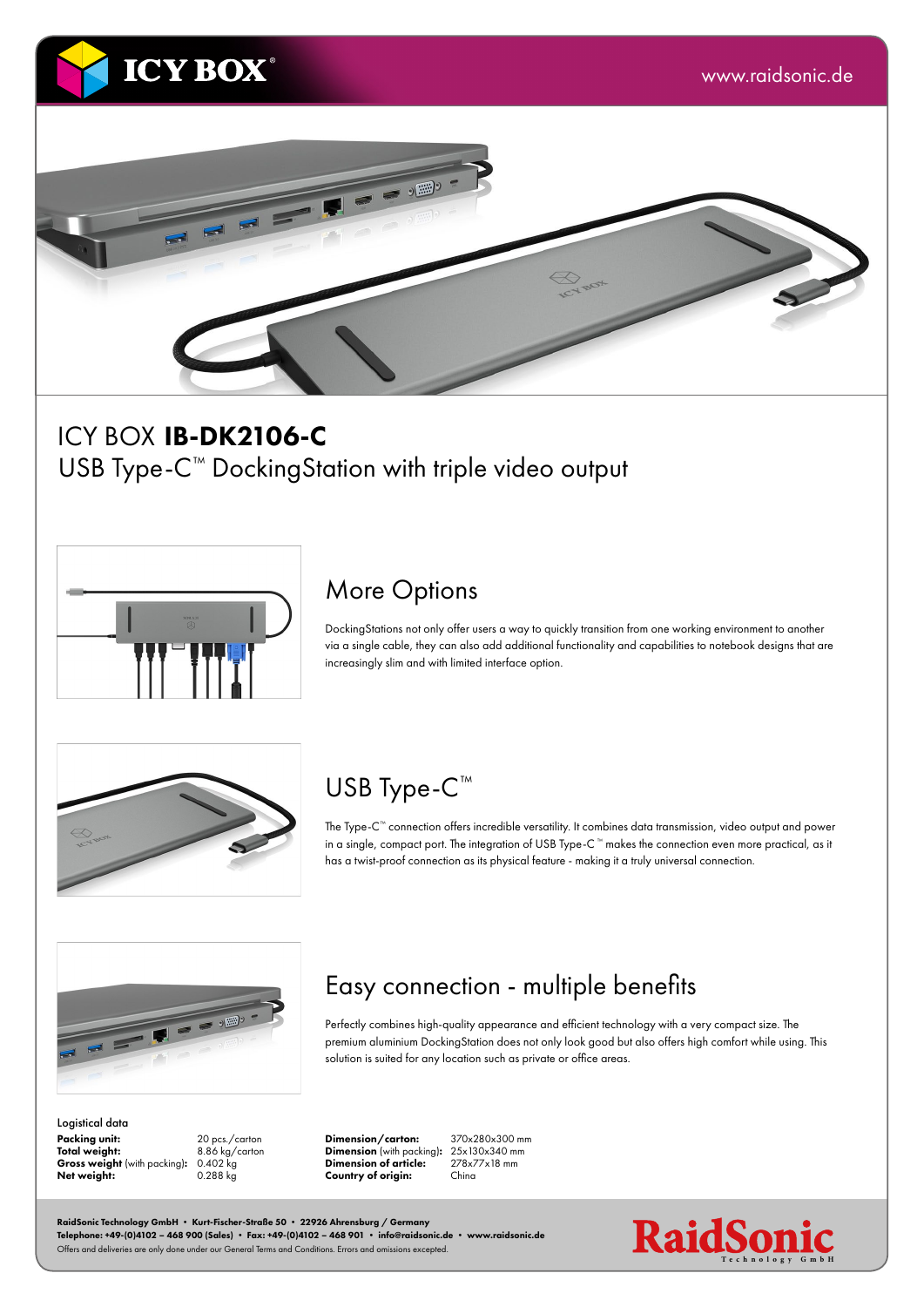# ICY BOX **IB-DK2106-C**

## USB Type-C™ DockingStation with triple video output

### More Options

DockingStations not only offer users a way to quickly transition from one working environment to another via a single cable, they can also add additional functionality and capabilities to notebook designs that are increasingly slim and with limited interface option.

### USB Type-C™

The Type-C™ connection offers incredible versatility. It combines data transmission, video output and power in a single, compact port. The integration of USB Type-C ™ makes the connection even more practical, as it has a twist-proof connection as its physical feature - making it a truly universal connection.

### Easy connection - multiple benefits

Perfectly combines high-quality appearance and efficient technology with a very compact size. The premium aluminium DockingStation does not only look good but also offers high comfort while using. This solution is suited for any location such as private or office areas.

Logistical data

| | | | |
|---|---|---|---|
| **Packing unit:** | 20 pcs./carton | **Dimension/carton:** | 370x280x300 mm |
| **Total weight:** | 8.86 kg/carton | **Dimension** (with packing)**:** | 25x130x340 mm |
| **Gross weight** (with packing)**:** | 0.402 kg | **Dimension of article:** | 278x77x18 mm |
| **Net weight:** | 0.288 kg | **Country of origin:** | China |

**RaidSonic Technology GmbH • Kurt-Fischer-Straße 50 • 22926 Ahrensburg / Germany**
**Telephone: +49-(0)4102 – 468 900 (Sales) • Fax: +49-(0)4102 – 468 901 • info@raidsonic.de • www.raidsonic.de**
Offers and deliveries are only done under our General Terms and Conditions. Errors and omissions excepted.